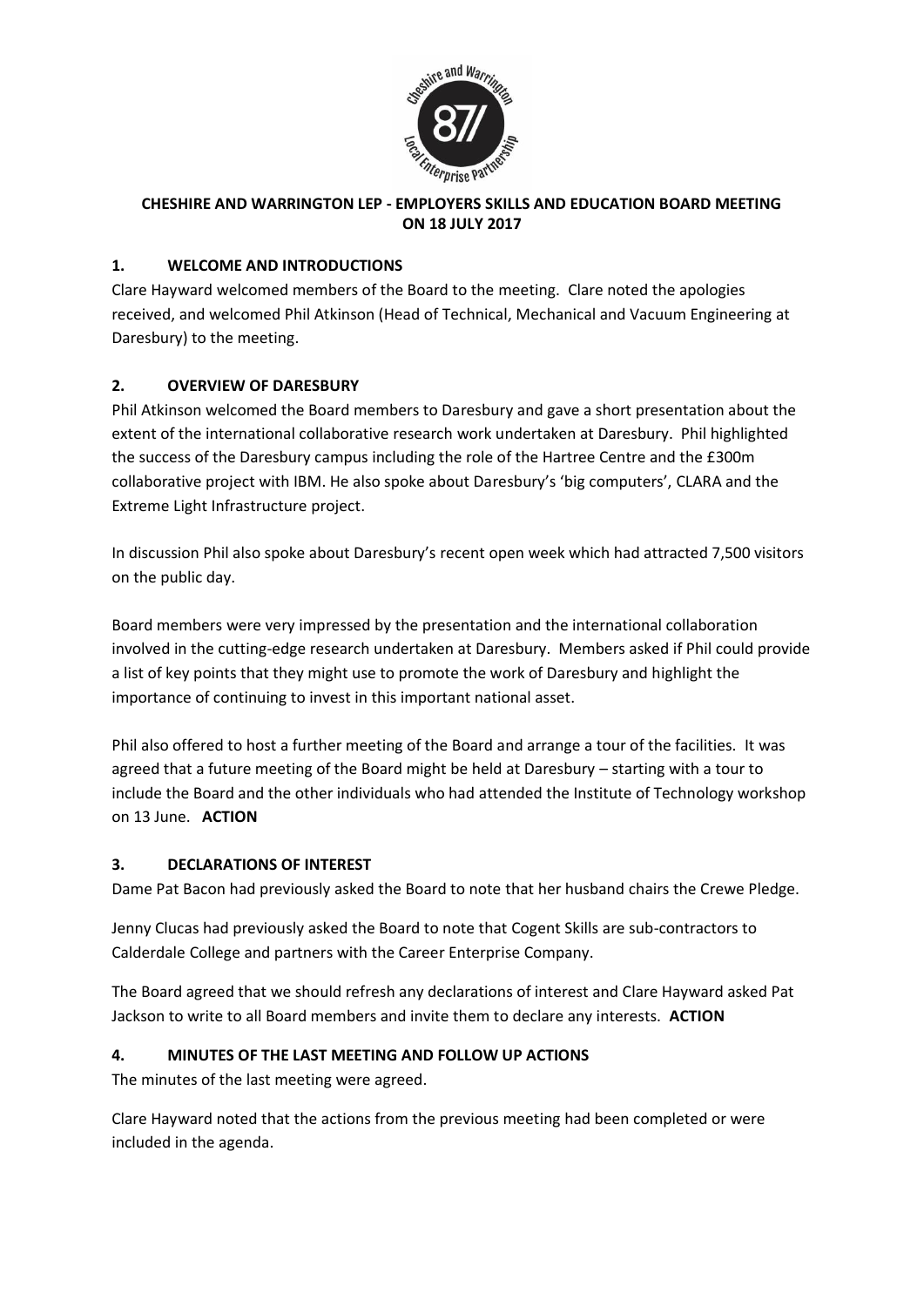**CHESHIRE AND WARRINGTON LEP - EMPLOYERS SKILLS AND EDUCATION BOARD MEETING ON 18 JULY 2017**

## 1. WELCOME AND INTRODUCTIONS

Clare Hayward welcomed members of the Board to the meeting. Clare noted the apologies received, and welcomed Phil Atkinson (Head of Technical, Mechanical and Vacuum Engineering at Daresbury) to the meeting.

## 2. OVERVIEW OF DARESBURY

Phil Atkinson welcomed the Board members to Daresbury and gave a short presentation about the extent of the international collaborative research work undertaken at Daresbury. Phil highlighted the success of the Daresbury campus including the role of the Hartree Centre and the £300m collaborative project with IBM. He also spoke about Daresbury's 'big computers', CLARA and the Extreme Light Infrastructure project.

In discussion Phil also spoke about Daresbury's recent open week which had attracted 7,500 visitors on the public day.

Board members were very impressed by the presentation and the international collaboration involved in the cutting-edge research undertaken at Daresbury. Members asked if Phil could provide a list of key points that they might use to promote the work of Daresbury and highlight the importance of continuing to invest in this important national asset.

Phil also offered to host a further meeting of the Board and arrange a tour of the facilities. It was agreed that a future meeting of the Board might be held at Daresbury – starting with a tour to include the Board and the other individuals who had attended the Institute of Technology workshop on 13 June. **ACTION**

## 3. DECLARATIONS OF INTEREST

Dame Pat Bacon had previously asked the Board to note that her husband chairs the Crewe Pledge.

Jenny Clucas had previously asked the Board to note that Cogent Skills are sub-contractors to Calderdale College and partners with the Career Enterprise Company.

The Board agreed that we should refresh any declarations of interest and Clare Hayward asked Pat Jackson to write to all Board members and invite them to declare any interests. **ACTION**

## 4. MINUTES OF THE LAST MEETING AND FOLLOW UP ACTIONS

The minutes of the last meeting were agreed.

Clare Hayward noted that the actions from the previous meeting had been completed or were included in the agenda.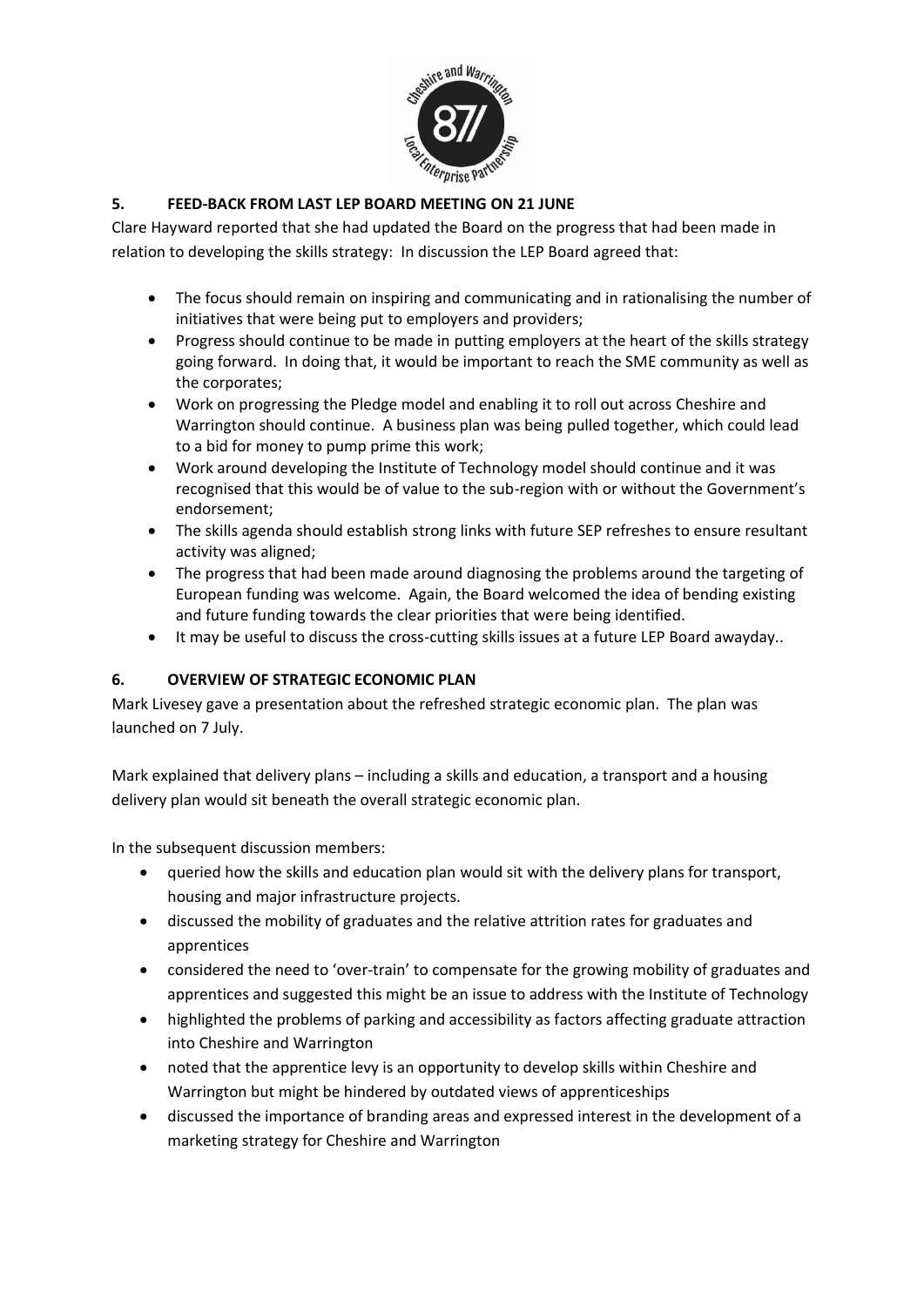## 5. FEED-BACK FROM LAST LEP BOARD MEETING ON 21 JUNE

Clare Hayward reported that she had updated the Board on the progress that had been made in relation to developing the skills strategy: In discussion the LEP Board agreed that:

- The focus should remain on inspiring and communicating and in rationalising the number of initiatives that were being put to employers and providers;
- Progress should continue to be made in putting employers at the heart of the skills strategy going forward. In doing that, it would be important to reach the SME community as well as the corporates;
- Work on progressing the Pledge model and enabling it to roll out across Cheshire and Warrington should continue. A business plan was being pulled together, which could lead to a bid for money to pump prime this work;
- Work around developing the Institute of Technology model should continue and it was recognised that this would be of value to the sub-region with or without the Government's endorsement;
- The skills agenda should establish strong links with future SEP refreshes to ensure resultant activity was aligned;
- The progress that had been made around diagnosing the problems around the targeting of European funding was welcome. Again, the Board welcomed the idea of bending existing and future funding towards the clear priorities that were being identified.
- It may be useful to discuss the cross-cutting skills issues at a future LEP Board awayday..

## 6. OVERVIEW OF STRATEGIC ECONOMIC PLAN

Mark Livesey gave a presentation about the refreshed strategic economic plan. The plan was launched on 7 July.

Mark explained that delivery plans – including a skills and education, a transport and a housing delivery plan would sit beneath the overall strategic economic plan.

In the subsequent discussion members:

- queried how the skills and education plan would sit with the delivery plans for transport, housing and major infrastructure projects.
- discussed the mobility of graduates and the relative attrition rates for graduates and apprentices
- considered the need to 'over-train' to compensate for the growing mobility of graduates and apprentices and suggested this might be an issue to address with the Institute of Technology
- highlighted the problems of parking and accessibility as factors affecting graduate attraction into Cheshire and Warrington
- noted that the apprentice levy is an opportunity to develop skills within Cheshire and Warrington but might be hindered by outdated views of apprenticeships
- discussed the importance of branding areas and expressed interest in the development of a marketing strategy for Cheshire and Warrington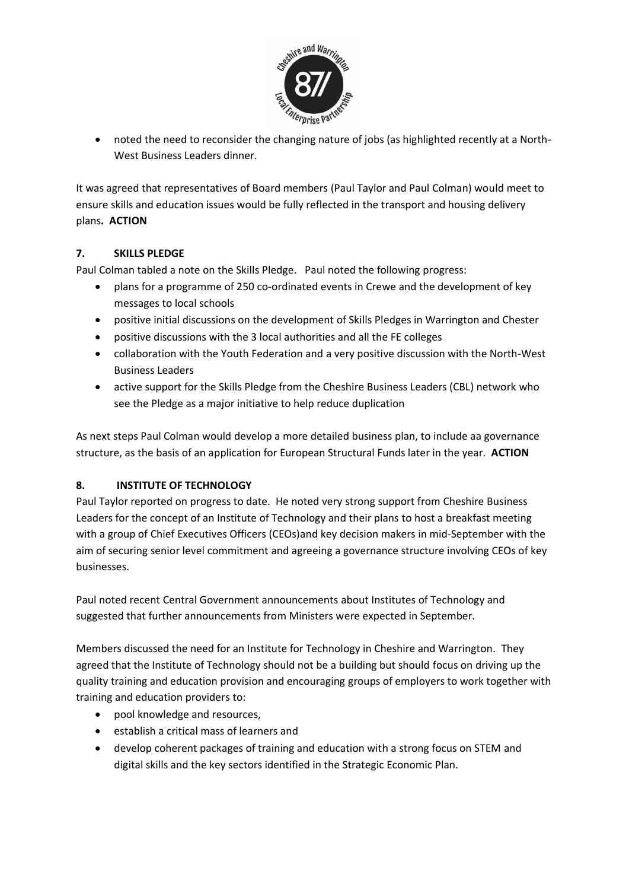- noted the need to reconsider the changing nature of jobs (as highlighted recently at a North-West Business Leaders dinner.

It was agreed that representatives of Board members (Paul Taylor and Paul Colman) would meet to ensure skills and education issues would be fully reflected in the transport and housing delivery plans. **ACTION**

## 7. SKILLS PLEDGE

Paul Colman tabled a note on the Skills Pledge. Paul noted the following progress:

- plans for a programme of 250 co-ordinated events in Crewe and the development of key messages to local schools
- positive initial discussions on the development of Skills Pledges in Warrington and Chester
- positive discussions with the 3 local authorities and all the FE colleges
- collaboration with the Youth Federation and a very positive discussion with the North-West Business Leaders
- active support for the Skills Pledge from the Cheshire Business Leaders (CBL) network who see the Pledge as a major initiative to help reduce duplication

As next steps Paul Colman would develop a more detailed business plan, to include aa governance structure, as the basis of an application for European Structural Funds later in the year. **ACTION**

## 8. INSTITUTE OF TECHNOLOGY

Paul Taylor reported on progress to date. He noted very strong support from Cheshire Business Leaders for the concept of an Institute of Technology and their plans to host a breakfast meeting with a group of Chief Executives Officers (CEOs)and key decision makers in mid-September with the aim of securing senior level commitment and agreeing a governance structure involving CEOs of key businesses.

Paul noted recent Central Government announcements about Institutes of Technology and suggested that further announcements from Ministers were expected in September.

Members discussed the need for an Institute for Technology in Cheshire and Warrington. They agreed that the Institute of Technology should not be a building but should focus on driving up the quality training and education provision and encouraging groups of employers to work together with training and education providers to:

- pool knowledge and resources,
- establish a critical mass of learners and
- develop coherent packages of training and education with a strong focus on STEM and digital skills and the key sectors identified in the Strategic Economic Plan.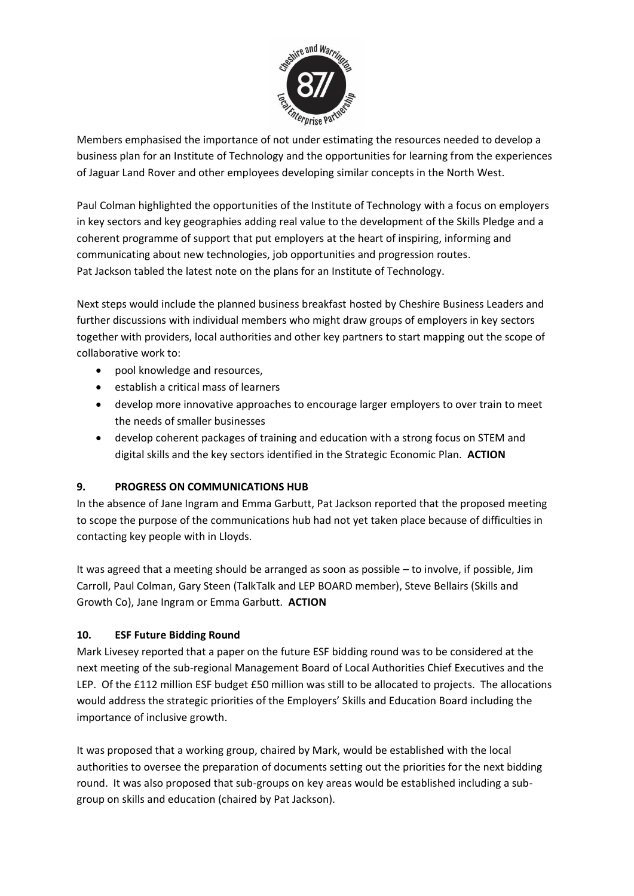Members emphasised the importance of not under estimating the resources needed to develop a business plan for an Institute of Technology and the opportunities for learning from the experiences of Jaguar Land Rover and other employees developing similar concepts in the North West.

Paul Colman highlighted the opportunities of the Institute of Technology with a focus on employers in key sectors and key geographies adding real value to the development of the Skills Pledge and a coherent programme of support that put employers at the heart of inspiring, informing and communicating about new technologies, job opportunities and progression routes.
Pat Jackson tabled the latest note on the plans for an Institute of Technology.

Next steps would include the planned business breakfast hosted by Cheshire Business Leaders and further discussions with individual members who might draw groups of employers in key sectors together with providers, local authorities and other key partners to start mapping out the scope of collaborative work to:

- pool knowledge and resources,
- establish a critical mass of learners
- develop more innovative approaches to encourage larger employers to over train to meet the needs of smaller businesses
- develop coherent packages of training and education with a strong focus on STEM and digital skills and the key sectors identified in the Strategic Economic Plan. **ACTION**

## 9. PROGRESS ON COMMUNICATIONS HUB

In the absence of Jane Ingram and Emma Garbutt, Pat Jackson reported that the proposed meeting to scope the purpose of the communications hub had not yet taken place because of difficulties in contacting key people with in Lloyds.

It was agreed that a meeting should be arranged as soon as possible – to involve, if possible, Jim Carroll, Paul Colman, Gary Steen (TalkTalk and LEP BOARD member), Steve Bellairs (Skills and Growth Co), Jane Ingram or Emma Garbutt. **ACTION**

## 10. ESF Future Bidding Round

Mark Livesey reported that a paper on the future ESF bidding round was to be considered at the next meeting of the sub-regional Management Board of Local Authorities Chief Executives and the LEP. Of the £112 million ESF budget £50 million was still to be allocated to projects. The allocations would address the strategic priorities of the Employers' Skills and Education Board including the importance of inclusive growth.

It was proposed that a working group, chaired by Mark, would be established with the local authorities to oversee the preparation of documents setting out the priorities for the next bidding round. It was also proposed that sub-groups on key areas would be established including a sub-group on skills and education (chaired by Pat Jackson).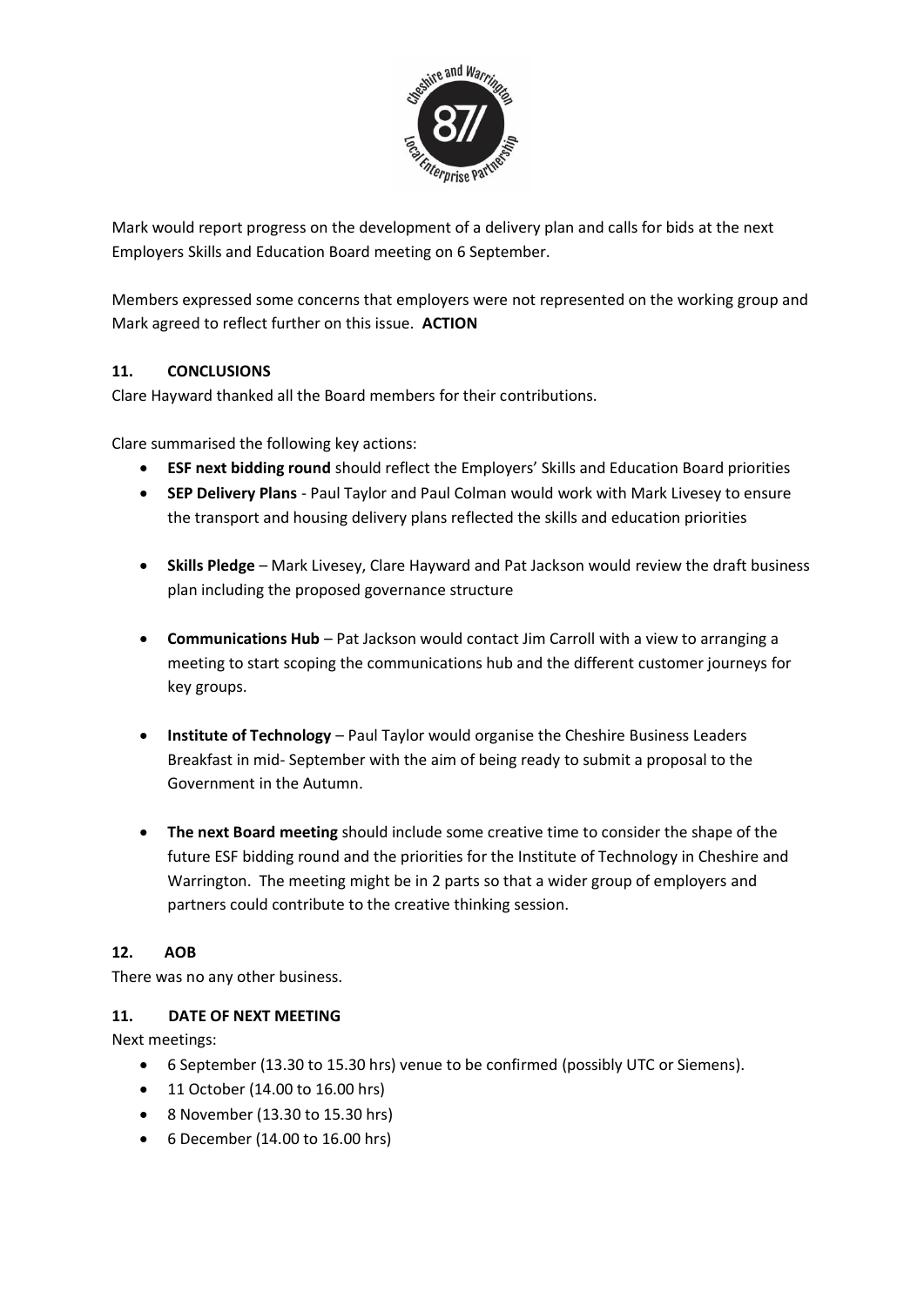Mark would report progress on the development of a delivery plan and calls for bids at the next Employers Skills and Education Board meeting on 6 September.

Members expressed some concerns that employers were not represented on the working group and Mark agreed to reflect further on this issue. **ACTION**

### 11. CONCLUSIONS

Clare Hayward thanked all the Board members for their contributions.

Clare summarised the following key actions:

- **ESF next bidding round** should reflect the Employers' Skills and Education Board priorities
- **SEP Delivery Plans** - Paul Taylor and Paul Colman would work with Mark Livesey to ensure the transport and housing delivery plans reflected the skills and education priorities
- **Skills Pledge** – Mark Livesey, Clare Hayward and Pat Jackson would review the draft business plan including the proposed governance structure
- **Communications Hub** – Pat Jackson would contact Jim Carroll with a view to arranging a meeting to start scoping the communications hub and the different customer journeys for key groups.
- **Institute of Technology** – Paul Taylor would organise the Cheshire Business Leaders Breakfast in mid- September with the aim of being ready to submit a proposal to the Government in the Autumn.
- **The next Board meeting** should include some creative time to consider the shape of the future ESF bidding round and the priorities for the Institute of Technology in Cheshire and Warrington. The meeting might be in 2 parts so that a wider group of employers and partners could contribute to the creative thinking session.

### 12. AOB

There was no any other business.

### 11. DATE OF NEXT MEETING

Next meetings:

- 6 September (13.30 to 15.30 hrs) venue to be confirmed (possibly UTC or Siemens).
- 11 October (14.00 to 16.00 hrs)
- 8 November (13.30 to 15.30 hrs)
- 6 December (14.00 to 16.00 hrs)